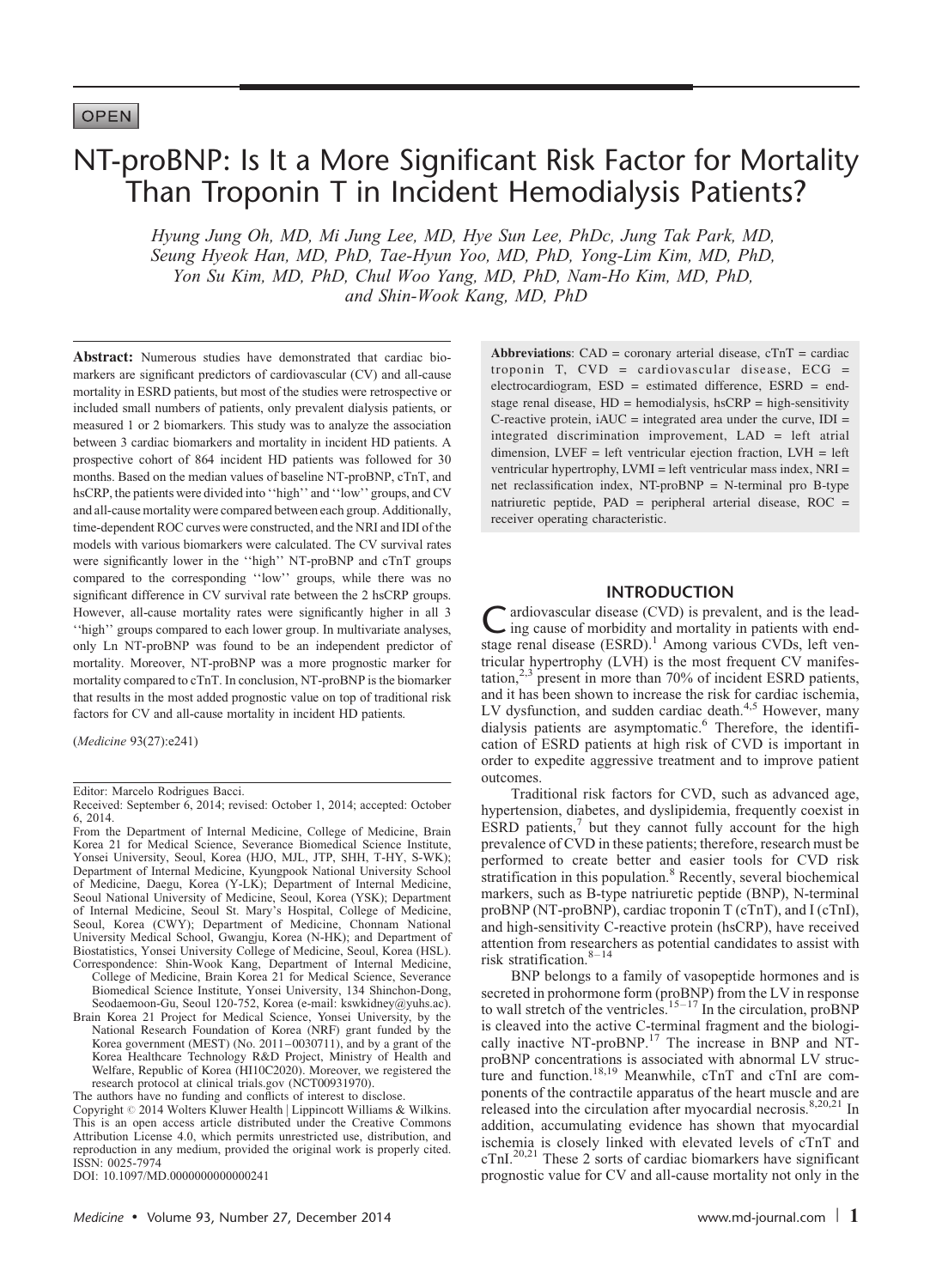OPEN

# NT-proBNP: Is It a More Significant Risk Factor for Mortality Than Troponin T in Incident Hemodialysis Patients?

*Hyung Jung Oh, MD, Mi Jung Lee, MD, Hye Sun Lee, PhDc, Jung Tak Park, MD, Seung Hyeok Han, MD, PhD, Tae-Hyun Yoo, MD, PhD, Yong-Lim Kim, MD, PhD, Yon Su Kim, MD, PhD, Chul Woo Yang, MD, PhD, Nam-Ho Kim, MD, PhD, and Shin-Wook Kang, MD, PhD*

**Abstract:** Numerous studies have demonstrated that cardiac biomarkers are significant predictors of cardiovascular (CV) and all-cause mortality in ESRD patients, but most of the studies were retrospective or included small numbers of patients, only prevalent dialysis patients, or measured 1 or 2 biomarkers. This study was to analyze the association between 3 cardiac biomarkers and mortality in incident HD patients. A prospective cohort of 864 incident HD patients was followed for 30 months. Based on the median values of baseline NT-proBNP, cTnT, and hsCRP, the patients were divided into ''high'' and ''low'' groups, and CV and all-cause mortality were compared between each group. Additionally, time-dependent ROC curves were constructed, and the NRI and IDI of the models with various biomarkers were calculated. The CV survival rates were significantly lower in the ''high'' NT-proBNP and cTnT groups compared to the corresponding ''low'' groups, while there was no significant difference in CV survival rate between the 2 hsCRP groups. However, all-cause mortality rates were significantly higher in all 3 ''high'' groups compared to each lower group. In multivariate analyses, only Ln NT-proBNP was found to be an independent predictor of mortality. Moreover, NT-proBNP was a more prognostic marker for mortality compared to cTnT. In conclusion, NT-proBNP is the biomarker that results in the most added prognostic value on top of traditional risk factors for CV and all-cause mortality in incident HD patients.

(*Medicine* 93(27):e241)

**Abbreviations**: CAD = coronary arterial disease, cTnT = cardiac troponin T, CVD = cardiovascular disease, ECG = electrocardiogram, ESD = estimated difference, ESRD = end-stage renal disease, HD = hemodialysis, hsCRP = high-sensitivity C-reactive protein, iAUC = integrated area under the curve, IDI = integrated discrimination improvement, LAD = left atrial dimension, LVEF = left ventricular ejection fraction, LVH = left ventricular hypertrophy, LVMI = left ventricular mass index, NRI = net reclassification index, NT-proBNP = N-terminal pro B-type natriuretic peptide, PAD = peripheral arterial disease, ROC = receiver operating characteristic.

Editor: Marcelo Rodrigues Bacci.

Received: September 6, 2014; revised: October 1, 2014; accepted: October 6, 2014.

From the Department of Internal Medicine, College of Medicine, Brain Korea 21 for Medical Science, Severance Biomedical Science Institute, Yonsei University, Seoul, Korea (HJO, MJL, JTP, SHH, T-HY, S-WK); Department of Internal Medicine, Kyungpook National University School of Medicine, Daegu, Korea (Y-LK); Department of Internal Medicine, Seoul National University of Medicine, Seoul, Korea (YSK); Department of Internal Medicine, Seoul St. Mary's Hospital, College of Medicine, Seoul, Korea (CWY); Department of Medicine, Chonnam National University Medical School, Gwangju, Korea (N-HK); and Department of Biostatistics, Yonsei University College of Medicine, Seoul, Korea (HSL).

Correspondence: Shin-Wook Kang, Department of Internal Medicine, College of Medicine, Brain Korea 21 for Medical Science, Severance Biomedical Science Institute, Yonsei University, 134 Shinchon-Dong, Seodaemoon-Gu, Seoul 120-752, Korea (e-mail: kswkidney@yuhs.ac).

Brain Korea 21 Project for Medical Science, Yonsei University, by the National Research Foundation of Korea (NRF) grant funded by the Korea government (MEST) (No. 2011–0030711), and by a grant of the Korea Healthcare Technology R&D Project, Ministry of Health and Welfare, Republic of Korea (HI10C2020). Moreover, we registered the research protocol at clinical trials.gov (NCT00931970).

The authors have no funding and conflicts of interest to disclose.

Copyright © 2014 Wolters Kluwer Health | Lippincott Williams & Wilkins. This is an open access article distributed under the Creative Commons Attribution License 4.0, which permits unrestricted use, distribution, and reproduction in any medium, provided the original work is properly cited.

ISSN: 0025-7974

DOI: 10.1097/MD.0000000000000241

## INTRODUCTION

Cardiovascular disease (CVD) is prevalent, and is the leading cause of morbidity and mortality in patients with end-stage renal disease (ESRD).[1] Among various CVDs, left ventricular hypertrophy (LVH) is the most frequent CV manifestation,[2,3] present in more than 70% of incident ESRD patients, and it has been shown to increase the risk for cardiac ischemia, LV dysfunction, and sudden cardiac death.[4,5] However, many dialysis patients are asymptomatic.[6] Therefore, the identification of ESRD patients at high risk of CVD is important in order to expedite aggressive treatment and to improve patient outcomes.

Traditional risk factors for CVD, such as advanced age, hypertension, diabetes, and dyslipidemia, frequently coexist in ESRD patients,[7] but they cannot fully account for the high prevalence of CVD in these patients; therefore, research must be performed to create better and easier tools for CVD risk stratification in this population.[8] Recently, several biochemical markers, such as B-type natriuretic peptide (BNP), N-terminal proBNP (NT-proBNP), cardiac troponin T (cTnT), and I (cTnI), and high-sensitivity C-reactive protein (hsCRP), have received attention from researchers as potential candidates to assist with risk stratification.[8–14]

BNP belongs to a family of vasopeptide hormones and is secreted in prohormone form (proBNP) from the LV in response to wall stretch of the ventricles.[15–17] In the circulation, proBNP is cleaved into the active C-terminal fragment and the biologically inactive NT-proBNP.[17] The increase in BNP and NT-proBNP concentrations is associated with abnormal LV structure and function.[18,19] Meanwhile, cTnT and cTnI are components of the contractile apparatus of the heart muscle and are released into the circulation after myocardial necrosis.[8,20,21] In addition, accumulating evidence has shown that myocardial ischemia is closely linked with elevated levels of cTnT and cTnI.[20,21] These 2 sorts of cardiac biomarkers have significant prognostic value for CV and all-cause mortality not only in the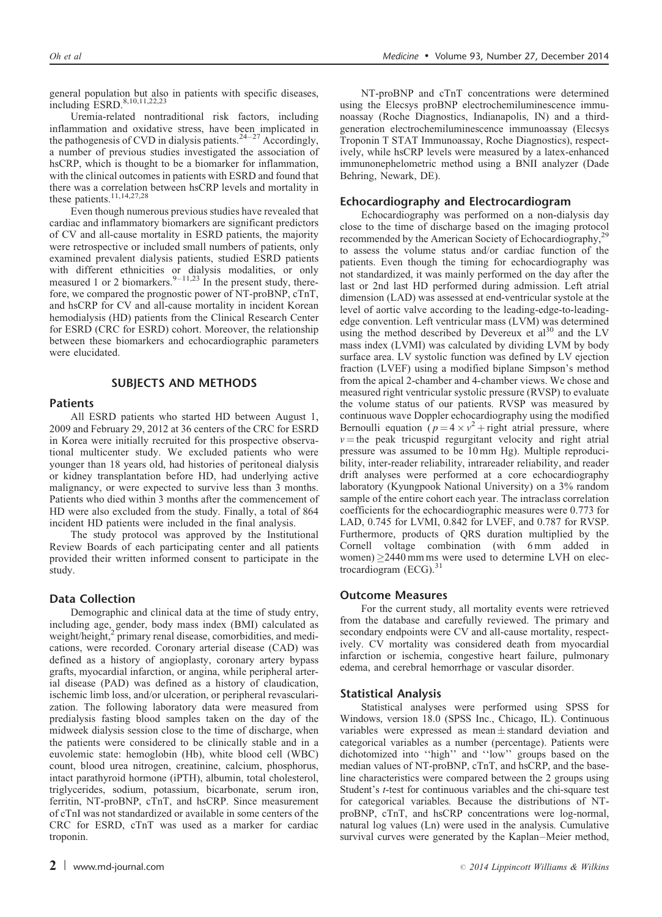general population but also in patients with specific diseases, including ESRD.[8,10,11,22,23]

Uremia-related nontraditional risk factors, including inflammation and oxidative stress, have been implicated in the pathogenesis of CVD in dialysis patients.[24–27] Accordingly, a number of previous studies investigated the association of hsCRP, which is thought to be a biomarker for inflammation, with the clinical outcomes in patients with ESRD and found that there was a correlation between hsCRP levels and mortality in these patients.[11,14,27,28]

Even though numerous previous studies have revealed that cardiac and inflammatory biomarkers are significant predictors of CV and all-cause mortality in ESRD patients, the majority were retrospective or included small numbers of patients, only examined prevalent dialysis patients, studied ESRD patients with different ethnicities or dialysis modalities, or only measured 1 or 2 biomarkers.[9–11,23] In the present study, therefore, we compared the prognostic power of NT-proBNP, cTnT, and hsCRP for CV and all-cause mortality in incident Korean hemodialysis (HD) patients from the Clinical Research Center for ESRD (CRC for ESRD) cohort. Moreover, the relationship between these biomarkers and echocardiographic parameters were elucidated.

## SUBJECTS AND METHODS

### Patients

All ESRD patients who started HD between August 1, 2009 and February 29, 2012 at 36 centers of the CRC for ESRD in Korea were initially recruited for this prospective observational multicenter study. We excluded patients who were younger than 18 years old, had histories of peritoneal dialysis or kidney transplantation before HD, had underlying active malignancy, or were expected to survive less than 3 months. Patients who died within 3 months after the commencement of HD were also excluded from the study. Finally, a total of 864 incident HD patients were included in the final analysis.

The study protocol was approved by the Institutional Review Boards of each participating center and all patients provided their written informed consent to participate in the study.

### Data Collection

Demographic and clinical data at the time of study entry, including age, gender, body mass index (BMI) calculated as weight/height,[2] primary renal disease, comorbidities, and medications, were recorded. Coronary arterial disease (CAD) was defined as a history of angioplasty, coronary artery bypass grafts, myocardial infarction, or angina, while peripheral arterial disease (PAD) was defined as a history of claudication, ischemic limb loss, and/or ulceration, or peripheral revascularization. The following laboratory data were measured from predialysis fasting blood samples taken on the day of the midweek dialysis session close to the time of discharge, when the patients were considered to be clinically stable and in a euvolemic state: hemoglobin (Hb), white blood cell (WBC) count, blood urea nitrogen, creatinine, calcium, phosphorus, intact parathyroid hormone (iPTH), albumin, total cholesterol, triglycerides, sodium, potassium, bicarbonate, serum iron, ferritin, NT-proBNP, cTnT, and hsCRP. Since measurement of cTnI was not standardized or available in some centers of the CRC for ESRD, cTnT was used as a marker for cardiac troponin.

NT-proBNP and cTnT concentrations were determined using the Elecsys proBNP electrochemiluminescence immunoassay (Roche Diagnostics, Indianapolis, IN) and a third-generation electrochemiluminescence immunoassay (Elecsys Troponin T STAT Immunoassay, Roche Diagnostics), respectively, while hsCRP levels were measured by a latex-enhanced immunonephelometric method using a BNII analyzer (Dade Behring, Newark, DE).

### Echocardiography and Electrocardiogram

Echocardiography was performed on a non-dialysis day close to the time of discharge based on the imaging protocol recommended by the American Society of Echocardiography,[29] to assess the volume status and/or cardiac function of the patients. Even though the timing for echocardiography was not standardized, it was mainly performed on the day after the last or 2nd last HD performed during admission. Left atrial dimension (LAD) was assessed at end-ventricular systole at the level of aortic valve according to the leading-edge-to-leading-edge convention. Left ventricular mass (LVM) was determined using the method described by Devereux et al[30] and the LV mass index (LVMI) was calculated by dividing LVM by body surface area. LV systolic function was defined by LV ejection fraction (LVEF) using a modified biplane Simpson's method from the apical 2-chamber and 4-chamber views. We chose and measured right ventricular systolic pressure (RVSP) to evaluate the volume status of our patients. RVSP was measured by continuous wave Doppler echocardiography using the modified Bernoulli equation ($p = 4 \times v^2 +$ right atrial pressure, where $v =$ the peak tricuspid regurgitant velocity and right atrial pressure was assumed to be 10 mm Hg). Multiple reproducibility, inter-reader reliability, intrareader reliability, and reader drift analyses were performed at a core echocardiography laboratory (Kyungpook National University) on a 3% random sample of the entire cohort each year. The intraclass correlation coefficients for the echocardiographic measures were 0.773 for LAD, 0.745 for LVMI, 0.842 for LVEF, and 0.787 for RVSP. Furthermore, products of QRS duration multiplied by the Cornell voltage combination (with 6 mm added in women) $\geq$2440 mm ms were used to determine LVH on electrocardiogram (ECG).[31]

### Outcome Measures

For the current study, all mortality events were retrieved from the database and carefully reviewed. The primary and secondary endpoints were CV and all-cause mortality, respectively. CV mortality was considered death from myocardial infarction or ischemia, congestive heart failure, pulmonary edema, and cerebral hemorrhage or vascular disorder.

### Statistical Analysis

Statistical analyses were performed using SPSS for Windows, version 18.0 (SPSS Inc., Chicago, IL). Continuous variables were expressed as mean ± standard deviation and categorical variables as a number (percentage). Patients were dichotomized into ''high'' and ''low'' groups based on the median values of NT-proBNP, cTnT, and hsCRP, and the baseline characteristics were compared between the 2 groups using Student's *t*-test for continuous variables and the chi-square test for categorical variables. Because the distributions of NT-proBNP, cTnT, and hsCRP concentrations were log-normal, natural log values (Ln) were used in the analysis. Cumulative survival curves were generated by the Kaplan–Meier method,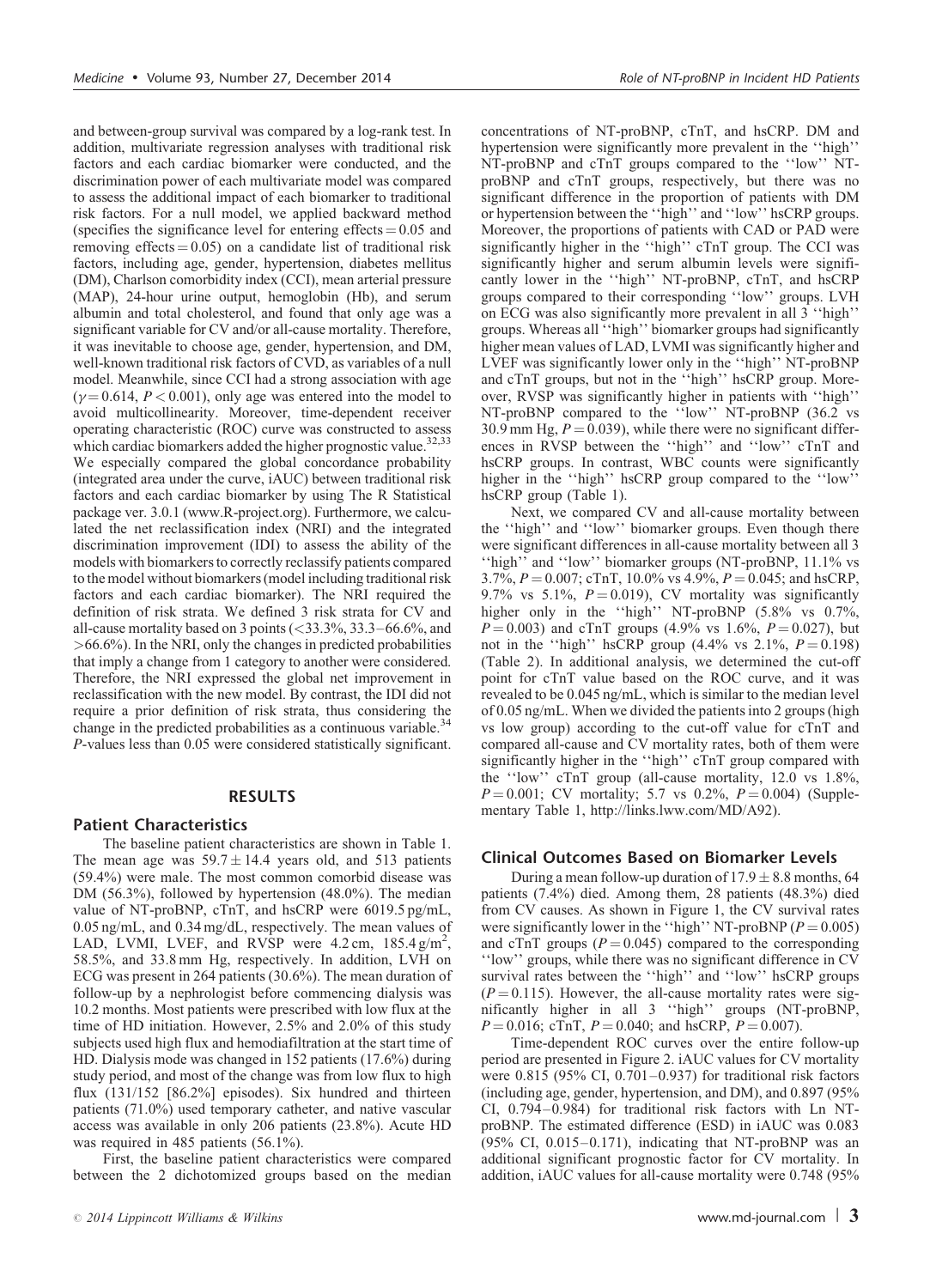and between-group survival was compared by a log-rank test. In addition, multivariate regression analyses with traditional risk factors and each cardiac biomarker were conducted, and the discrimination power of each multivariate model was compared to assess the additional impact of each biomarker to traditional risk factors. For a null model, we applied backward method (specifies the significance level for entering effects = 0.05 and removing effects = 0.05) on a candidate list of traditional risk factors, including age, gender, hypertension, diabetes mellitus (DM), Charlson comorbidity index (CCI), mean arterial pressure (MAP), 24-hour urine output, hemoglobin (Hb), and serum albumin and total cholesterol, and found that only age was a significant variable for CV and/or all-cause mortality. Therefore, it was inevitable to choose age, gender, hypertension, and DM, well-known traditional risk factors of CVD, as variables of a null model. Meanwhile, since CCI had a strong association with age ($\gamma = 0.614$, $P < 0.001$), only age was entered into the model to avoid multicollinearity. Moreover, time-dependent receiver operating characteristic (ROC) curve was constructed to assess which cardiac biomarkers added the higher prognostic value.[32,33] We especially compared the global concordance probability (integrated area under the curve, iAUC) between traditional risk factors and each cardiac biomarker by using The R Statistical package ver. 3.0.1 (www.R-project.org). Furthermore, we calculated the net reclassification index (NRI) and the integrated discrimination improvement (IDI) to assess the ability of the models with biomarkers to correctly reclassify patients compared to the model without biomarkers (model including traditional risk factors and each cardiac biomarker). The NRI required the definition of risk strata. We defined 3 risk strata for CV and all-cause mortality based on 3 points (<33.3%, 33.3–66.6%, and >66.6%). In the NRI, only the changes in predicted probabilities that imply a change from 1 category to another were considered. Therefore, the NRI expressed the global net improvement in reclassification with the new model. By contrast, the IDI did not require a prior definition of risk strata, thus considering the change in the predicted probabilities as a continuous variable.[34] $P$-values less than 0.05 were considered statistically significant.

## RESULTS

### Patient Characteristics

The baseline patient characteristics are shown in Table 1. The mean age was $59.7 \pm 14.4$ years old, and 513 patients (59.4%) were male. The most common comorbid disease was DM (56.3%), followed by hypertension (48.0%). The median value of NT-proBNP, cTnT, and hsCRP were 6019.5 pg/mL, 0.05 ng/mL, and 0.34 mg/dL, respectively. The mean values of LAD, LVMI, LVEF, and RVSP were 4.2 cm, 185.4 g/m$^2$, 58.5%, and 33.8 mm Hg, respectively. In addition, LVH on ECG was present in 264 patients (30.6%). The mean duration of follow-up by a nephrologist before commencing dialysis was 10.2 months. Most patients were prescribed with low flux at the time of HD initiation. However, 2.5% and 2.0% of this study subjects used high flux and hemodiafiltration at the start time of HD. Dialysis mode was changed in 152 patients (17.6%) during study period, and most of the change was from low flux to high flux (131/152 [86.2%] episodes). Six hundred and thirteen patients (71.0%) used temporary catheter, and native vascular access was available in only 206 patients (23.8%). Acute HD was required in 485 patients (56.1%).

First, the baseline patient characteristics were compared between the 2 dichotomized groups based on the median concentrations of NT-proBNP, cTnT, and hsCRP. DM and hypertension were significantly more prevalent in the ''high'' NT-proBNP and cTnT groups compared to the ''low'' NT-proBNP and cTnT groups, respectively, but there was no significant difference in the proportion of patients with DM or hypertension between the ''high'' and ''low'' hsCRP groups. Moreover, the proportions of patients with CAD or PAD were significantly higher in the ''high'' cTnT group. The CCI was significantly higher and serum albumin levels were significantly lower in the ''high'' NT-proBNP, cTnT, and hsCRP groups compared to their corresponding ''low'' groups. LVH on ECG was also significantly more prevalent in all 3 ''high'' groups. Whereas all ''high'' biomarker groups had significantly higher mean values of LAD, LVMI was significantly higher and LVEF was significantly lower only in the ''high'' NT-proBNP and cTnT groups, but not in the ''high'' hsCRP group. Moreover, RVSP was significantly higher in patients with ''high'' NT-proBNP compared to the ''low'' NT-proBNP (36.2 vs 30.9 mm Hg, $P = 0.039$), while there were no significant differences in RVSP between the ''high'' and ''low'' cTnT and hsCRP groups. In contrast, WBC counts were significantly higher in the ''high'' hsCRP group compared to the ''low'' hsCRP group (Table 1).

Next, we compared CV and all-cause mortality between the ''high'' and ''low'' biomarker groups. Even though there were significant differences in all-cause mortality between all 3 ''high'' and ''low'' biomarker groups (NT-proBNP, 11.1% vs 3.7%, $P = 0.007$; cTnT, 10.0% vs 4.9%, $P = 0.045$; and hsCRP, 9.7% vs 5.1%, $P = 0.019$), CV mortality was significantly higher only in the ''high'' NT-proBNP (5.8% vs 0.7%, $P = 0.003$) and cTnT groups (4.9% vs 1.6%, $P = 0.027$), but not in the ''high'' hsCRP group (4.4% vs 2.1%, $P = 0.198$) (Table 2). In additional analysis, we determined the cut-off point for cTnT value based on the ROC curve, and it was revealed to be 0.045 ng/mL, which is similar to the median level of 0.05 ng/mL. When we divided the patients into 2 groups (high vs low group) according to the cut-off value for cTnT and compared all-cause and CV mortality rates, both of them were significantly higher in the ''high'' cTnT group compared with the ''low'' cTnT group (all-cause mortality, 12.0 vs 1.8%, $P = 0.001$; CV mortality; 5.7 vs 0.2%, $P = 0.004$) (Supplementary Table 1, http://links.lww.com/MD/A92).

### Clinical Outcomes Based on Biomarker Levels

During a mean follow-up duration of $17.9 \pm 8.8$ months, 64 patients (7.4%) died. Among them, 28 patients (48.3%) died from CV causes. As shown in Figure 1, the CV survival rates were significantly lower in the ''high'' NT-proBNP ($P = 0.005$) and cTnT groups ($P = 0.045$) compared to the corresponding ''low'' groups, while there was no significant difference in CV survival rates between the ''high'' and ''low'' hsCRP groups ($P = 0.115$). However, the all-cause mortality rates were significantly higher in all 3 ''high'' groups (NT-proBNP, $P = 0.016$; cTnT, $P = 0.040$; and hsCRP, $P = 0.007$).

Time-dependent ROC curves over the entire follow-up period are presented in Figure 2. iAUC values for CV mortality were 0.815 (95% CI, 0.701–0.937) for traditional risk factors (including age, gender, hypertension, and DM), and 0.897 (95% CI, 0.794–0.984) for traditional risk factors with Ln NT-proBNP. The estimated difference (ESD) in iAUC was 0.083 (95% CI, 0.015–0.171), indicating that NT-proBNP was an additional significant prognostic factor for CV mortality. In addition, iAUC values for all-cause mortality were 0.748 (95%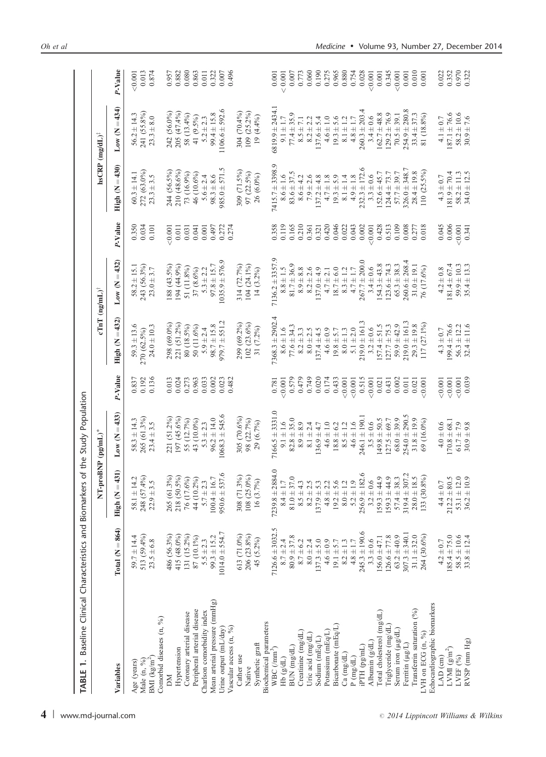**TABLE 1.** Baseline Clinical Characteristics and Biomarkers of the Study Population

| Variables | Total (N = 864) | NT-proBNP (pg/mL)* | | | cTnT (ng/mL)[†] | | | hsCRP (mg/dL)[‡] | | |
|---|---|---|---|---|---|---|---|---|---|---|
| | | High (N = 431) | Low (N = 433) | *P*-Value | High (N = 432) | Low (N = 432) | *P*-Value | High (N = 430) | Low (N = 434) | *P*-Value |
| Age (years) | 59.7 ± 14.4 | 58.1 ± 14.2 | 58.3 ± 14.3 | 0.837 | 59.3 ± 13.6 | 58.2 ± 15.1 | 0.350 | 60.3 ± 14.1 | 56.2 ± 14.3 | <0.001 |
| Male (n, %) | 513 (59.4%) | 248 (57.4%) | 265 (61.3%) | 0.192 | 270 (62.5%) | 243 (56.3%) | 0.034 | 272 (63.0%) | 241 (55.8%) | 0.013 |
| BMI (kg/m$^2$) | 23.5 ± 6.8 | 22.9 ± 3.5 | 23.4 ± 3.5 | 0.136 | 24.0 ± 10.3 | 23.0 ± 3.7 | 0.101 | 23.3 ± 3.5 | 23.3 ± 8.0 | 0.874 |
| Comorbid diseases (n, %) | | | | | | | | | | |
| DM | 486 (56.3%) | 265 (61.3%) | 221 (51.2%) | 0.013 | 298 (69.0%) | 188 (43.5%) | <0.001 | 244 (56.5%) | 242 (56.0%) | 0.957 |
| Hypertension | 415 (48.0%) | 218 (50.5%) | 197 (45.6%) | 0.024 | 221 (51.2%) | 194 (44.9%) | 0.011 | 210 (48.6%) | 205 (47.4%) | 0.882 |
| Coronary arterial disease | 131 (15.2%) | 76 (17.6%) | 55 (12.7%) | 0.273 | 80 (18.5%) | 51 (11.8%) | 0.031 | 73 (16.9%) | 58 (13.4%) | 0.080 |
| Peripheral arterial disease | 87 (10.1%) | 44 (10.2%) | 43 (10.0%) | 0.963 | 50 (11.6%) | 37 (8.6%) | 0.041 | 46 (10.6%) | 41 (9.5%) | 0.863 |
| Charlson comorbidity index | 5.5 ± 2.3 | 5.7 ± 2.3 | 5.3 ± 2.3 | 0.033 | 5.9 ± 2.4 | 5.3 ± 2.2 | 0.001 | 5.6 ± 2.4 | 5.2 ± 2.3 | 0.011 |
| Mean arterial pressure (mmHg) | 99.3 ± 15.2 | 100.4 ± 16.7 | 96.2 ± 14.0 | 0.002 | 98.7 ± 15.8 | 97.8 ± 15.7 | 0.497 | 98.3 ± 8.6 | 99.4 ± 15.8 | 0.322 |
| Urine output (mL/day) | 1014.0 ± 554.7 | 950.6 ± 537.6 | 1068.3 ± 545.6 | 0.023 | 979.7 ± 551.2 | 1035.9 ± 576.9 | 0.272 | 985.0 ± 571.5 | 1106.6 ± 592.6 | 0.007 |
| Vascular access (n, %) | | | | 0.482 | | | 0.274 | | | 0.496 |
| Cather use | 613 (71.0%) | 308 (71.3%) | 305 (70.6%) | | 299 (69.2%) | 314 (72.7%) | | 309 (71.5%) | 304 (70.4%) | |
| Native | 206 (23.8%) | 108 (25.0%) | 98 (22.7%) | | 102 (23.6%) | 104 (24.1%) | | 97 (22.5%) | 109 (25.2%) | |
| Synthetic graft | 45 (5.2%) | 16 (3.7%) | 29 (6.7%) | | 31 (7.2%) | 14 (3.2%) | | 26 (6.0%) | 19 (4.4%) | |
| Biochemical parameters | | | | | | | | | | |
| WBC (/mm$^3$) | 7126.6 ± 3032.5 | 7239.8 ± 2884.0 | 7166.5 ± 3331.0 | 0.781 | 7368.3 ± 2902.4 | 7136.2 ± 3357.9 | 0.358 | 7415.7 ± 3398.9 | 6819.9 ± 2434.1 | 0.001 |
| Hb (g/dL) | 8.7 ± 2.4 | 8.4 ± 1.7 | 9.1 ± 1.6 | <0.001 | 8.6 ± 1.6 | 8.8 ± 1.5 | 0.119 | 8.6 ± 1.6 | 9.1 ± 1.7 | <0.001 |
| BUN (mg/dL) | 80.9 ± 37.8 | 81.0 ± 37.0 | 82.8 ± 35.0 | 0.579 | 77.6 ± 34.3 | 81.7 ± 36.9 | 0.165 | 83.6 ± 37.5 | 77.4 ± 35.9 | 0.007 |
| Creatinine (mg/dL) | 8.7 ± 6.2 | 8.5 ± 4.3 | 8.9 ± 8.9 | 0.479 | 8.2 ± 3.3 | 8.9 ± 8.8 | 0.210 | 8.6 ± 4.2 | 8.5 ± 7.1 | 0.773 |
| Uric acid (mg/dL) | 8.0 ± 2.4 | 8.2 ± 2.5 | 8.1 ± 2.4 | 0.749 | 8.0 ± 2.5 | 8.2 ± 2.6 | 0.361 | 7.9 ± 2.6 | 8.2 ± 2.2 | 0.060 |
| Sodium (mEq/L) | 137.3 ± 5.0 | 137.9 ± 5.3 | 136.9 ± 4.7 | 0.020 | 137.4 ± 4.5 | 137.0 ± 4.9 | 0.321 | 137.2 ± 4.8 | 137.6 ± 5.4 | 0.190 |
| Potassium (mEq/L) | 4.6 ± 0.9 | 4.8 ± 2.2 | 4.6 ± 1.0 | 0.174 | 4.6 ± 0.9 | 4.7 ± 2.1 | 0.420 | 4.7 ± 1.8 | 4.6 ± 1.0 | 0.275 |
| Bicarbonate (mEq/L) | 19.1 ± 5.7 | 19.2 ± 5.6 | 18.8 ± 6.2 | 0.433 | 19.8 ± 5.7 | 18.7 ± 6.0 | 0.046 | 19.3 ± 5.9 | 19.3 ± 5.6 | 0.965 |
| Ca (mg/dL) | 8.2 ± 1.3 | 8.0 ± 1.2 | 8.5 ± 1.2 | <0.001 | 8.0 ± 1.3 | 8.3 ± 1.2 | 0.022 | 8.1 ± 1.4 | 8.1 ± 1.2 | 0.880 |
| P (mg/dL) | 4.8 ± 1.7 | 5.2 ± 1.9 | 4.6 ± 1.6 | <0.001 | 5.1 ± 2.0 | 4.7 ± 1.7 | 0.043 | 4.9 ± 1.8 | 4.8 ± 1.7 | 0.754 |
| iPTH (pg/mL) | 245.3 ± 190.6 | 256.9 ± 182.6 | 246.1 ± 190.1 | 0.515 | 219.0 ± 161.3 | 267.7 ± 200.0 | 0.002 | 232.3 ± 172.6 | 260.3 ± 203.4 | 0.028 |
| Albumin (g/dL) | 3.3 ± 0.6 | 3.2 ± 0.6 | 3.5 ± 0.6 | <0.001 | 3.2 ± 0.6 | 3.4 ± 0.6 | <0.001 | 3.3 ± 0.6 | 3.4 ± 0.6 | <0.001 |
| Total cholesterol (mg/dL) | 156.0 ± 47.1 | 159.3 ± 44.9 | 149.8 ± 50.5 | 0.021 | 157.4 ± 51.5 | 154.3 ± 43.8 | 0.428 | 152.6 ± 45.7 | 162.7 ± 48.8 | 0.001 |
| Triglyceride (mg/dL) | 126.6 ± 77.8 | 159.3 ± 44.9 | 127.5 ± 69.7 | 0.431 | 127.7 ± 75.3 | 123.6 ± 74.3 | 0.513 | 124.4 ± 73.7 | 129.2 ± 76.9 | 0.345 |
| Serum iron (μg/dL) | 63.2 ± 40.9 | 57.4 ± 38.3 | 68.0 ± 39.9 | 0.002 | 59.9 ± 42.9 | 65.3 ± 38.3 | 0.109 | 57.7 ± 39.7 | 70.5 ± 39.1 | <0.001 |
| Ferritin (μg/L) | 307.3 ± 340.1 | 319.4 ± 307.2 | 254.0 ± 290.5 | 0.011 | 219.0 ± 161.3 | 260.6 ± 268.4 | 0.008 | 326.0 ± 348.7 | 254.9 ± 280.8 | 0.001 |
| Transferrin saturation (%) | 31.1 ± 32.0 | 28.0 ± 18.5 | 31.8 ± 19.9 | 0.021 | 29.3 ± 19.8 | 31.0 ± 19.1 | 0.277 | 28.4 ± 19.8 | 33.4 ± 37.3 | 0.010 |
| LVH on ECG (n, %) | 264 (30.6%) | 133 (30.8%) | 69 (16.0%) | <0.001 | 117 (27.1%) | 76 (17.6%) | 0.018 | 110 (25.5%) | 81 (18.8%) | 0.001 |
| Echocardiographic biomarkers | | | | | | | | | | |
| LAD (cm) | 4.2 ± 0.7 | 4.4 ± 0.7 | 4.0 ± 0.6 | <0.001 | 4.3 ± 0.7 | 4.2 ± 0.8 | 0.045 | 4.3 ± 0.7 | 4.1 ± 0.7 | 0.022 |
| LVMI (g/m$^2$) | 185.4 ± 75.0 | 212.2 ± 80.5 | 170.8 ± 68.1 | <0.001 | 199.4 ± 76.6 | 181.4 ± 67.4 | 0.006 | 181.9 ± 70.4 | 187.1 ± 76.6 | 0.352 |
| LVEF (%) | 58.5 ± 10.6 | 53.1 ± 12.0 | 61.7 ± 7.9 | <0.001 | 56.3 ± 12.2 | 59.9 ± 10.3 | <0.001 | 58.2 ± 11.3 | 58.2 ± 10.6 | 0.970 |
| RVSP (mm Hg) | 33.8 ± 12.4 | 36.2 ± 10.9 | 30.9 ± 9.8 | 0.039 | 32.4 ± 11.6 | 35.4 ± 13.3 | 0.341 | 34.0 ± 12.5 | 30.9 ± 7.6 | 0.322 |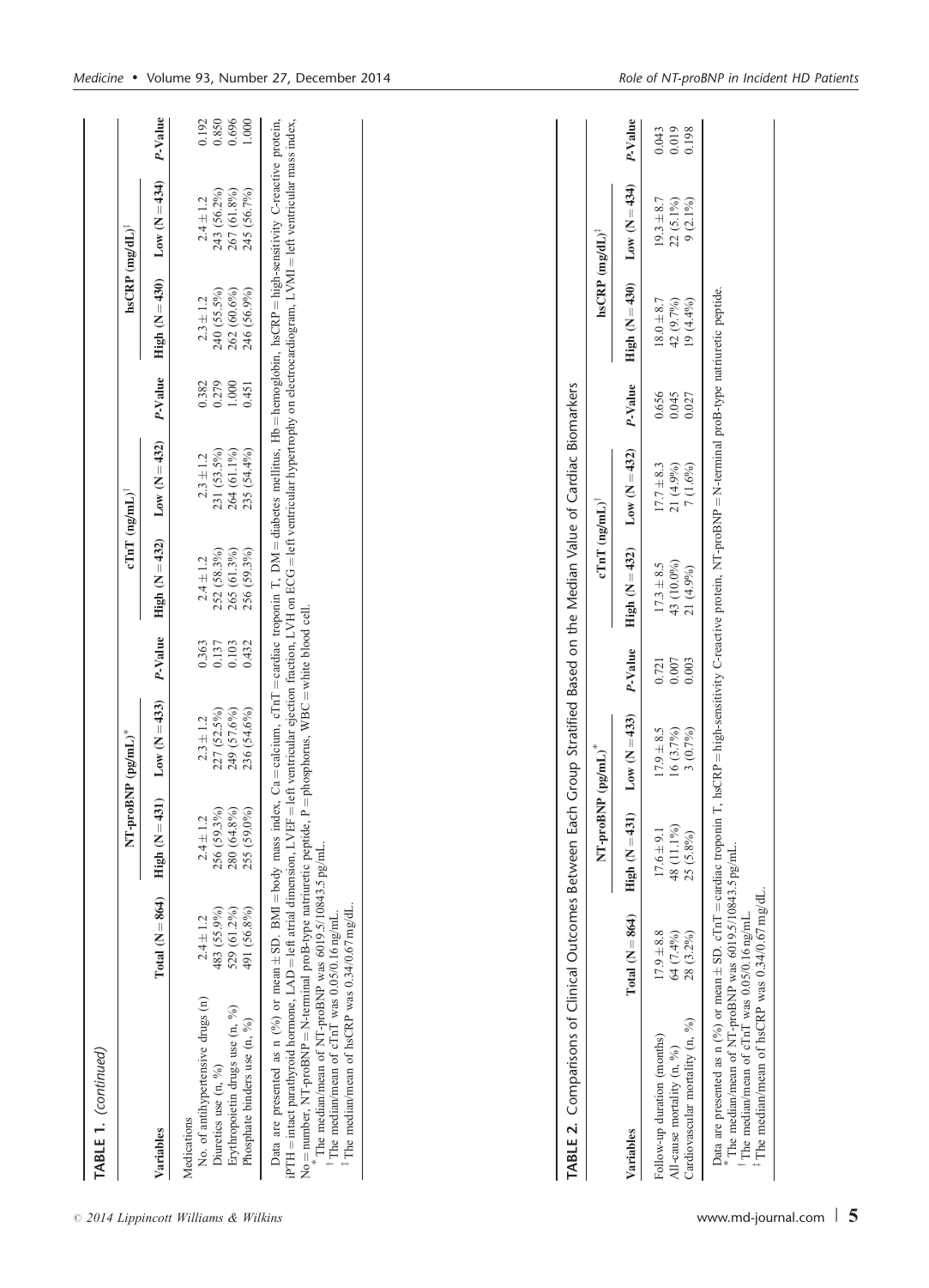**TABLE 1.** (continued)

| Variables | Total (N = 864) | NT-proBNP (pg/mL)* | | | cTnT (ng/mL)† | | | hsCRP (mg/dL)‡ | | |
|---|---|---|---|---|---|---|---|---|---|---|
| | | High (N = 431) | Low (N = 433) | P-Value | High (N = 432) | Low (N = 432) | P-Value | High (N = 430) | Low (N = 434) | P-Value |
| Medications | | | | | | | | | | |
| No. of antihypertensive drugs (n) | 2.4 ± 1.2 | 2.4 ± 1.2 | 2.3 ± 1.2 | 0.363 | 2.4 ± 1.2 | 2.3 ± 1.2 | 0.382 | 2.3 ± 1.2 | 2.4 ± 1.2 | 0.192 |
| Diuretics use (n, %) | 483 (55.9%) | 256 (59.3%) | 227 (52.5%) | 0.137 | 252 (58.3%) | 231 (53.5%) | 0.279 | 240 (55.5%) | 243 (56.2%) | 0.850 |
| Erythropoietin drugs use (n, %) | 529 (61.2%) | 280 (64.8%) | 249 (57.6%) | 0.103 | 265 (61.3%) | 264 (61.1%) | 1.000 | 262 (60.6%) | 267 (61.8%) | 0.696 |
| Phosphate binders use (n, %) | 491 (56.8%) | 255 (59.0%) | 236 (54.6%) | 0.432 | 256 (59.3%) | 235 (54.4%) | 0.451 | 246 (56.9%) | 245 (56.7%) | 1.000 |

Data are presented as n (%) or mean ± SD. BMI = body mass index, Ca = calcium, cTnT = cardiac troponin T, DM = diabetes mellitus, Hb = hemoglobin, hsCRP = high-sensitivity C-reactive protein, iPTH = intact parathyroid hormone, LAD = left atrial dimension, LVEF = left ventricular ejection fraction, LVH on ECG = left ventricular hypertrophy on electrocardiogram, LVMI = left ventricular mass index, No = number, NT-proBNP = N-terminal proB-type natriuretic peptide, P = phosphorus, WBC = white blood cell.

\* The median/mean of NT-proBNP was 6019.5/10843.5 pg/mL.

† The median/mean of cTnT was 0.05/0.16 ng/mL.

‡ The median/mean of hsCRP was 0.34/0.67 mg/dL.

**TABLE 2.** Comparisons of Clinical Outcomes Between Each Group Stratified Based on the Median Value of Cardiac Biomarkers

| Variables | Total (N = 864) | NT-proBNP (pg/mL)* | | | cTnT (ng/mL)† | | | hsCRP (mg/dL)‡ | | |
|---|---|---|---|---|---|---|---|---|---|---|
| | | High (N = 431) | Low (N = 433) | P-Value | High (N = 432) | Low (N = 432) | P-Value | High (N = 430) | Low (N = 434) | P-Value |
| Follow-up duration (months) | 17.9 ± 8.8 | 17.6 ± 9.1 | 17.9 ± 8.5 | 0.721 | 17.3 ± 8.5 | 17.7 ± 8.3 | 0.656 | 18.0 ± 8.7 | 19.3 ± 8.7 | 0.043 |
| All-cause mortality (n, %) | 64 (7.4%) | 48 (11.1%) | 16 (3.7%) | 0.007 | 43 (10.0%) | 21 (4.9%) | 0.045 | 42 (9.7%) | 22 (5.1%) | 0.019 |
| Cardiovascular mortality (n, %) | 28 (3.2%) | 25 (5.8%) | 3 (0.7%) | 0.003 | 21 (4.9%) | 7 (1.6%) | 0.027 | 19 (4.4%) | 9 (2.1%) | 0.198 |

Data are presented as n (%) or mean ± SD. cTnT = cardiac troponin T, hsCRP = high-sensitivity C-reactive protein, NT-proBNP = N-terminal proB-type natriuretic peptide.

\* The median/mean of NT-proBNP was 6019.5/10843.5 pg/mL.

† The median/mean of cTnT was 0.05/0.16 ng/mL.

‡ The median/mean of hsCRP was 0.34/0.67 mg/dL.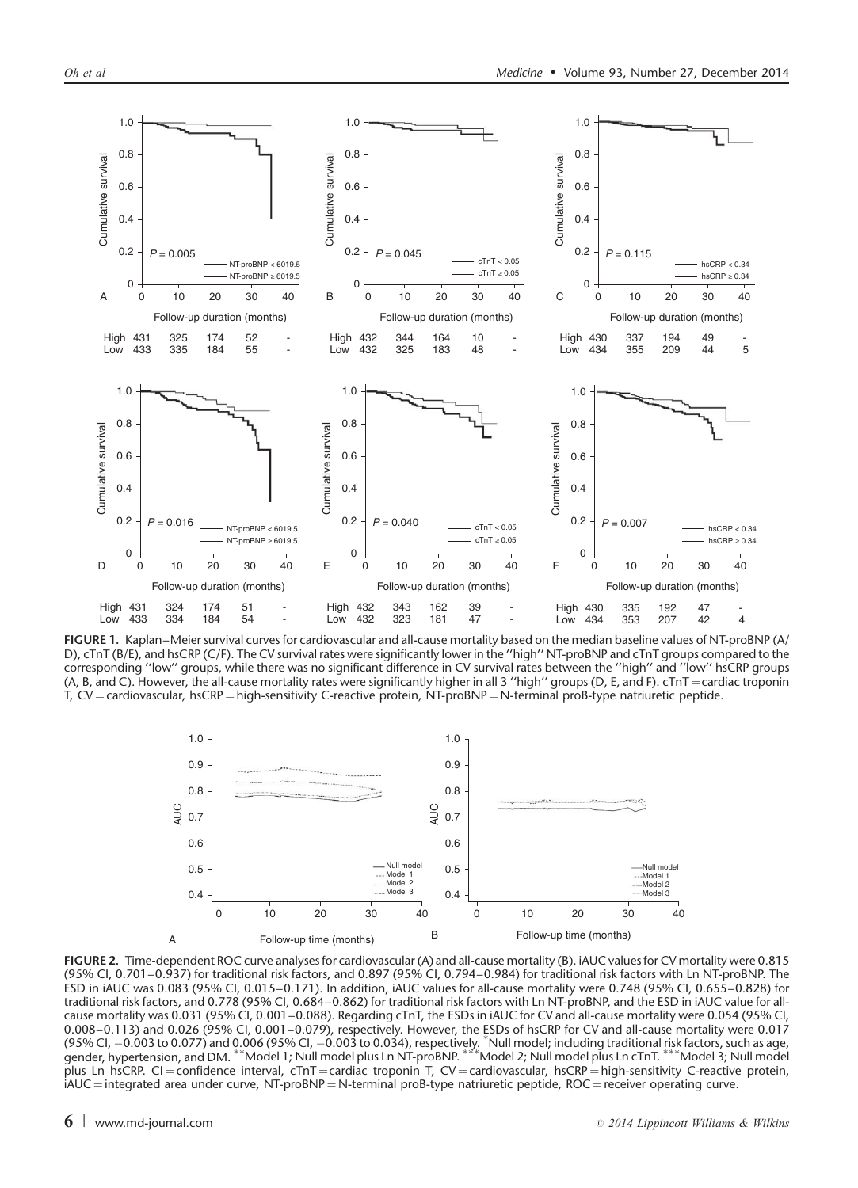**FIGURE 1.** Kaplan–Meier survival curves for cardiovascular and all-cause mortality based on the median baseline values of NT-proBNP (A/D), cTnT (B/E), and hsCRP (C/F). The CV survival rates were significantly lower in the ''high'' NT-proBNP and cTnT groups compared to the corresponding ''low'' groups, while there was no significant difference in CV survival rates between the ''high'' and ''low'' hsCRP groups (A, B, and C). However, the all-cause mortality rates were significantly higher in all 3 ''high'' groups (D, E, and F). cTnT = cardiac troponin T, CV = cardiovascular, hsCRP = high-sensitivity C-reactive protein, NT-proBNP = N-terminal proB-type natriuretic peptide.

**FIGURE 2.** Time-dependent ROC curve analyses for cardiovascular (A) and all-cause mortality (B). iAUC values for CV mortality were 0.815 (95% CI, 0.701–0.937) for traditional risk factors, and 0.897 (95% CI, 0.794–0.984) for traditional risk factors with Ln NT-proBNP. The ESD in iAUC was 0.083 (95% CI, 0.015–0.171). In addition, iAUC values for all-cause mortality were 0.748 (95% CI, 0.655–0.828) for traditional risk factors, and 0.778 (95% CI, 0.684–0.862) for traditional risk factors with Ln NT-proBNP, and the ESD in iAUC value for all-cause mortality was 0.031 (95% CI, 0.001–0.088). Regarding cTnT, the ESDs in iAUC for CV and all-cause mortality were 0.054 (95% CI, 0.008–0.113) and 0.026 (95% CI, 0.001–0.079), respectively. However, the ESDs of hsCRP for CV and all-cause mortality were 0.017 (95% CI, −0.003 to 0.077) and 0.006 (95% CI, −0.003 to 0.034), respectively. *Null model; including traditional risk factors, such as age, gender, hypertension, and DM. **Model 1; Null model plus Ln NT-proBNP. ***Model 2; Null model plus Ln cTnT. ***Model 3; Null model plus Ln hsCRP. CI = confidence interval, cTnT = cardiac troponin T, CV = cardiovascular, hsCRP = high-sensitivity C-reactive protein, iAUC = integrated area under curve, NT-proBNP = N-terminal proB-type natriuretic peptide, ROC = receiver operating curve.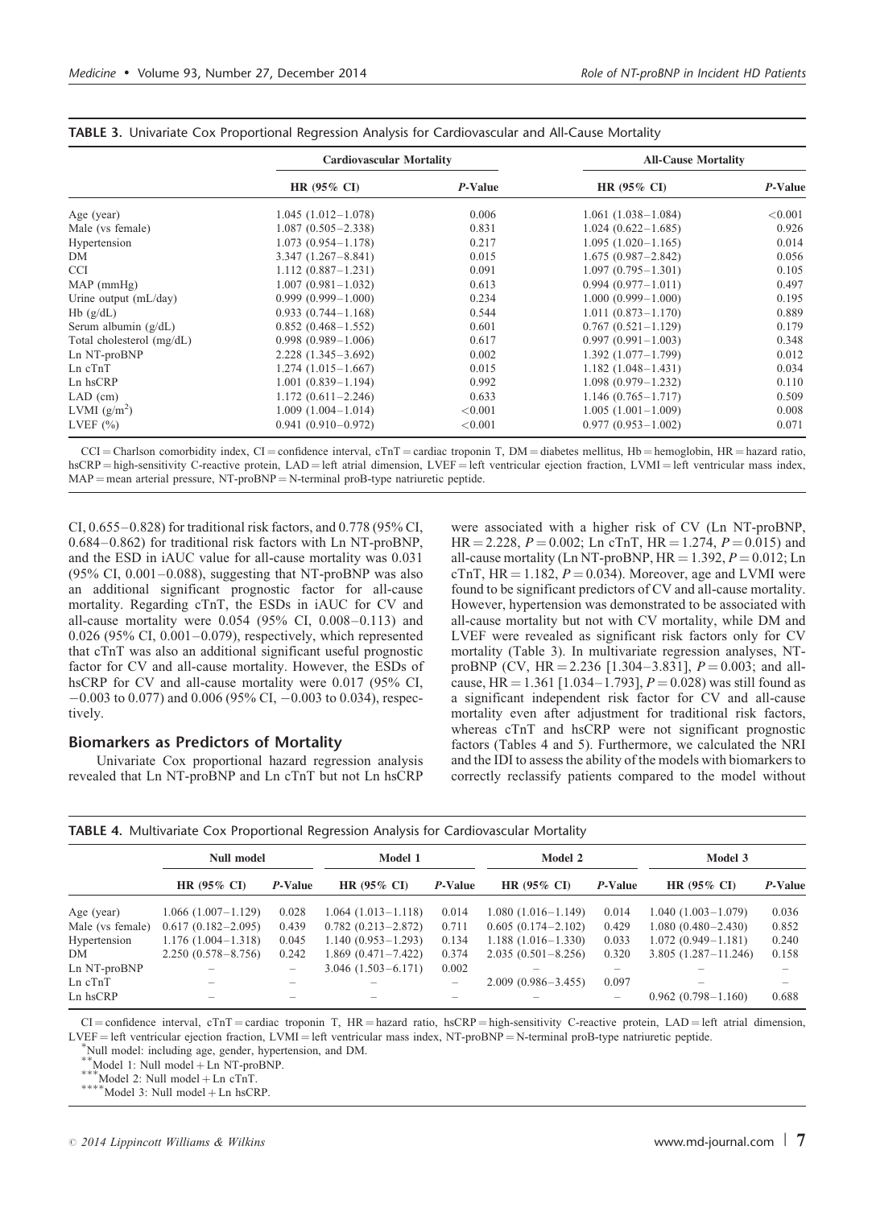**TABLE 3.** Univariate Cox Proportional Regression Analysis for Cardiovascular and All-Cause Mortality

| | Cardiovascular Mortality | | All-Cause Mortality | |
|---|---|---|---|---|
| | HR (95% CI) | *P*-Value | HR (95% CI) | *P*-Value |
| Age (year) | 1.045 (1.012–1.078) | 0.006 | 1.061 (1.038–1.084) | <0.001 |
| Male (vs female) | 1.087 (0.505–2.338) | 0.831 | 1.024 (0.622–1.685) | 0.926 |
| Hypertension | 1.073 (0.954–1.178) | 0.217 | 1.095 (1.020–1.165) | 0.014 |
| DM | 3.347 (1.267–8.841) | 0.015 | 1.675 (0.987–2.842) | 0.056 |
| CCI | 1.112 (0.887–1.231) | 0.091 | 1.097 (0.795–1.301) | 0.105 |
| MAP (mmHg) | 1.007 (0.981–1.032) | 0.613 | 0.994 (0.977–1.011) | 0.497 |
| Urine output (mL/day) | 0.999 (0.999–1.000) | 0.234 | 1.000 (0.999–1.000) | 0.195 |
| Hb (g/dL) | 0.933 (0.744–1.168) | 0.544 | 1.011 (0.873–1.170) | 0.889 |
| Serum albumin (g/dL) | 0.852 (0.468–1.552) | 0.601 | 0.767 (0.521–1.129) | 0.179 |
| Total cholesterol (mg/dL) | 0.998 (0.989–1.006) | 0.617 | 0.997 (0.991–1.003) | 0.348 |
| Ln NT-proBNP | 2.228 (1.345–3.692) | 0.002 | 1.392 (1.077–1.799) | 0.012 |
| Ln cTnT | 1.274 (1.015–1.667) | 0.015 | 1.182 (1.048–1.431) | 0.034 |
| Ln hsCRP | 1.001 (0.839–1.194) | 0.992 | 1.098 (0.979–1.232) | 0.110 |
| LAD (cm) | 1.172 (0.611–2.246) | 0.633 | 1.146 (0.765–1.717) | 0.509 |
| LVMI ($g/m^2$) | 1.009 (1.004–1.014) | <0.001 | 1.005 (1.001–1.009) | 0.008 |
| LVEF (%) | 0.941 (0.910–0.972) | <0.001 | 0.977 (0.953–1.002) | 0.071 |

CCI = Charlson comorbidity index, CI = confidence interval, cTnT = cardiac troponin T, DM = diabetes mellitus, Hb = hemoglobin, HR = hazard ratio, hsCRP = high-sensitivity C-reactive protein, LAD = left atrial dimension, LVEF = left ventricular ejection fraction, LVMI = left ventricular mass index, MAP = mean arterial pressure, NT-proBNP = N-terminal proB-type natriuretic peptide.

CI, 0.655–0.828) for traditional risk factors, and 0.778 (95% CI, 0.684–0.862) for traditional risk factors with Ln NT-proBNP, and the ESD in iAUC value for all-cause mortality was 0.031 (95% CI, 0.001–0.088), suggesting that NT-proBNP was also an additional significant prognostic factor for all-cause mortality. Regarding cTnT, the ESDs in iAUC for CV and all-cause mortality were 0.054 (95% CI, 0.008–0.113) and 0.026 (95% CI, 0.001–0.079), respectively, which represented that cTnT was also an additional significant useful prognostic factor for CV and all-cause mortality. However, the ESDs of hsCRP for CV and all-cause mortality were 0.017 (95% CI, −0.003 to 0.077) and 0.006 (95% CI, −0.003 to 0.034), respectively.

## Biomarkers as Predictors of Mortality

Univariate Cox proportional hazard regression analysis revealed that Ln NT-proBNP and Ln cTnT but not Ln hsCRP were associated with a higher risk of CV (Ln NT-proBNP, HR = 2.228, $P = 0.002$; Ln cTnT, HR = 1.274, $P = 0.015$) and all-cause mortality (Ln NT-proBNP, HR = 1.392, $P = 0.012$; Ln cTnT, HR = 1.182, $P = 0.034$). Moreover, age and LVMI were found to be significant predictors of CV and all-cause mortality. However, hypertension was demonstrated to be associated with all-cause mortality but not with CV mortality, while DM and LVEF were revealed as significant risk factors only for CV mortality (Table 3). In multivariate regression analyses, NT-proBNP (CV, HR = 2.236 [1.304–3.831], $P = 0.003$; and all-cause, HR = 1.361 [1.034–1.793], $P = 0.028$) was still found as a significant independent risk factor for CV and all-cause mortality even after adjustment for traditional risk factors, whereas cTnT and hsCRP were not significant prognostic factors (Tables 4 and 5). Furthermore, we calculated the NRI and the IDI to assess the ability of the models with biomarkers to correctly reclassify patients compared to the model without

**TABLE 4.** Multivariate Cox Proportional Regression Analysis for Cardiovascular Mortality

| | Null model | | Model 1 | | Model 2 | | Model 3 | |
|---|---|---|---|---|---|---|---|---|
| | HR (95% CI) | *P*-Value | HR (95% CI) | *P*-Value | HR (95% CI) | *P*-Value | HR (95% CI) | *P*-Value |
| Age (year) | 1.066 (1.007–1.129) | 0.028 | 1.064 (1.013–1.118) | 0.014 | 1.080 (1.016–1.149) | 0.014 | 1.040 (1.003–1.079) | 0.036 |
| Male (vs female) | 0.617 (0.182–2.095) | 0.439 | 0.782 (0.213–2.872) | 0.711 | 0.605 (0.174–2.102) | 0.429 | 1.080 (0.480–2.430) | 0.852 |
| Hypertension | 1.176 (1.004–1.318) | 0.045 | 1.140 (0.953–1.293) | 0.134 | 1.188 (1.016–1.330) | 0.033 | 1.072 (0.949–1.181) | 0.240 |
| DM | 2.250 (0.578–8.756) | 0.242 | 1.869 (0.471–7.422) | 0.374 | 2.035 (0.501–8.256) | 0.320 | 3.805 (1.287–11.246) | 0.158 |
| Ln NT-proBNP | – | – | 3.046 (1.503–6.171) | 0.002 | – | – | – | – |
| Ln cTnT | – | – | – | – | 2.009 (0.986–3.455) | 0.097 | – | – |
| Ln hsCRP | – | – | – | – | – | – | 0.962 (0.798–1.160) | 0.688 |

CI = confidence interval, cTnT = cardiac troponin T, HR = hazard ratio, hsCRP = high-sensitivity C-reactive protein, LAD = left atrial dimension, LVEF = left ventricular ejection fraction, LVMI = left ventricular mass index, NT-proBNP = N-terminal proB-type natriuretic peptide.

[*] Null model: including age, gender, hypertension, and DM.

[**] Model 1: Null model + Ln NT-proBNP.

[***] Model 2: Null model + Ln cTnT.

[****] Model 3: Null model + Ln hsCRP.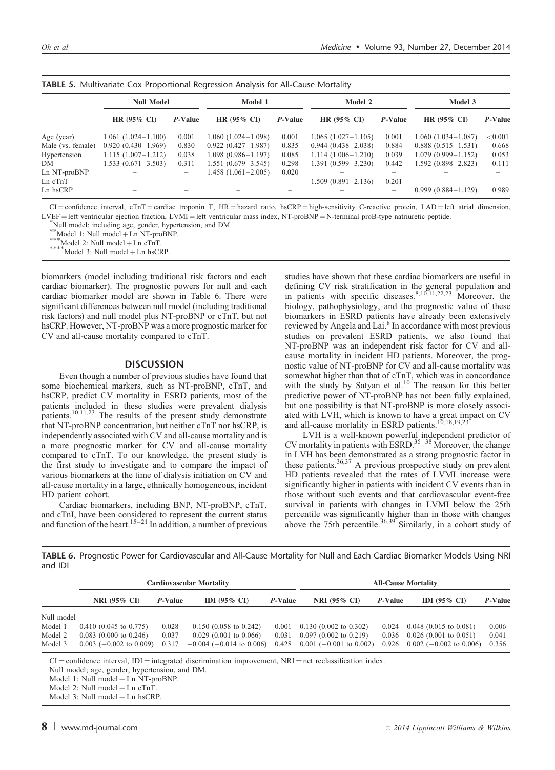**TABLE 5.** Multivariate Cox Proportional Regression Analysis for All-Cause Mortality

| | Null Model | | Model 1 | | Model 2 | | Model 3 | |
|---|---|---|---|---|---|---|---|---|
| | HR (95% CI) | *P*-Value | HR (95% CI) | *P*-Value | HR (95% CI) | *P*-Value | HR (95% CI) | *P*-Value |
| Age (year) | 1.061 (1.024–1.100) | 0.001 | 1.060 (1.024–1.098) | 0.001 | 1.065 (1.027–1.105) | 0.001 | 1.060 (1.034–1.087) | <0.001 |
| Male (vs. female) | 0.920 (0.430–1.969) | 0.830 | 0.922 (0.427–1.987) | 0.835 | 0.944 (0.438–2.038) | 0.884 | 0.888 (0.515–1.531) | 0.668 |
| Hypertension | 1.115 (1.007–1.212) | 0.038 | 1.098 (0.986–1.197) | 0.085 | 1.114 (1.006–1.210) | 0.039 | 1.079 (0.999–1.152) | 0.053 |
| DM | 1.533 (0.671–3.503) | 0.311 | 1.551 (0.679–3.545) | 0.298 | 1.391 (0.599–3.230) | 0.442 | 1.592 (0.898–2.823) | 0.111 |
| Ln NT-proBNP | – | – | 1.458 (1.061–2.005) | 0.020 | – | – | – | – |
| Ln cTnT | – | – | – | – | 1.509 (0.891–2.136) | 0.201 | – | – |
| Ln hsCRP | – | – | – | – | – | – | 0.999 (0.884–1.129) | 0.989 |

CI = confidence interval, cTnT = cardiac troponin T, HR = hazard ratio, hsCRP = high-sensitivity C-reactive protein, LAD = left atrial dimension, LVEF = left ventricular ejection fraction, LVMI = left ventricular mass index, NT-proBNP = N-terminal proB-type natriuretic peptide.
*Null model: including age, gender, hypertension, and DM.
**Model 1: Null model + Ln NT-proBNP.
***Model 2: Null model + Ln cTnT.
****Model 3: Null model + Ln hsCRP.

biomarkers (model including traditional risk factors and each cardiac biomarker). The prognostic powers for null and each cardiac biomarker model are shown in Table 6. There were significant differences between null model (including traditional risk factors) and null model plus NT-proBNP or cTnT, but not hsCRP. However, NT-proBNP was a more prognostic marker for CV and all-cause mortality compared to cTnT.

## DISCUSSION

Even though a number of previous studies have found that some biochemical markers, such as NT-proBNP, cTnT, and hsCRP, predict CV mortality in ESRD patients, most of the patients included in these studies were prevalent dialysis patients.[10,11,23] The results of the present study demonstrate that NT-proBNP concentration, but neither cTnT nor hsCRP, is independently associated with CV and all-cause mortality and is a more prognostic marker for CV and all-cause mortality compared to cTnT. To our knowledge, the present study is the first study to investigate and to compare the impact of various biomarkers at the time of dialysis initiation on CV and all-cause mortality in a large, ethnically homogeneous, incident HD patient cohort.

Cardiac biomarkers, including BNP, NT-proBNP, cTnT, and cTnI, have been considered to represent the current status and function of the heart.[15–21] In addition, a number of previous studies have shown that these cardiac biomarkers are useful in defining CV risk stratification in the general population and in patients with specific diseases.[8,10,11,22,23] Moreover, the biology, pathophysiology, and the prognostic value of these biomarkers in ESRD patients have already been extensively reviewed by Angela and Lai.[8] In accordance with most previous studies on prevalent ESRD patients, we also found that NT-proBNP was an independent risk factor for CV and all-cause mortality in incident HD patients. Moreover, the prognostic value of NT-proBNP for CV and all-cause mortality was somewhat higher than that of cTnT, which was in concordance with the study by Satyan et al.[10] The reason for this better predictive power of NT-proBNP has not been fully explained, but one possibility is that NT-proBNP is more closely associated with LVH, which is known to have a great impact on CV and all-cause mortality in ESRD patients.[10,18,19,23]

LVH is a well-known powerful independent predictor of CV mortality in patients with ESRD.[35–38] Moreover, the change in LVH has been demonstrated as a strong prognostic factor in these patients.[36,37] A previous prospective study on prevalent HD patients revealed that the rates of LVMI increase were significantly higher in patients with incident CV events than in those without such events and that cardiovascular event-free survival in patients with changes in LVMI below the 25th percentile was significantly higher than in those with changes above the 75th percentile.[36,39] Similarly, in a cohort study of

**TABLE 6.** Prognostic Power for Cardiovascular and All-Cause Mortality for Null and Each Cardiac Biomarker Models Using NRI and IDI

| | Cardiovascular Mortality | | | | All-Cause Mortality | | | |
|---|---|---|---|---|---|---|---|---|
| | NRI (95% CI) | *P*-Value | IDI (95% CI) | *P*-Value | NRI (95% CI) | *P*-Value | IDI (95% CI) | *P*-Value |
| Null model | – | – | – | – | – | – | – | – |
| Model 1 | 0.410 (0.045 to 0.775) | 0.028 | 0.150 (0.058 to 0.242) | 0.001 | 0.130 (0.002 to 0.302) | 0.024 | 0.048 (0.015 to 0.081) | 0.006 |
| Model 2 | 0.083 (0.000 to 0.246) | 0.037 | 0.029 (0.001 to 0.066) | 0.031 | 0.097 (0.002 to 0.219) | 0.036 | 0.026 (0.001 to 0.051) | 0.041 |
| Model 3 | 0.003 (−0.002 to 0.009) | 0.317 | −0.004 (−0.014 to 0.006) | 0.428 | 0.001 (−0.001 to 0.002) | 0.926 | 0.002 (−0.002 to 0.006) | 0.356 |

CI = confidence interval, IDI = integrated discrimination improvement, NRI = net reclassification index.
Null model; age, gender, hypertension, and DM.
Model 1: Null model + Ln NT-proBNP.
Model 2: Null model + Ln cTnT.
Model 3: Null model + Ln hsCRP.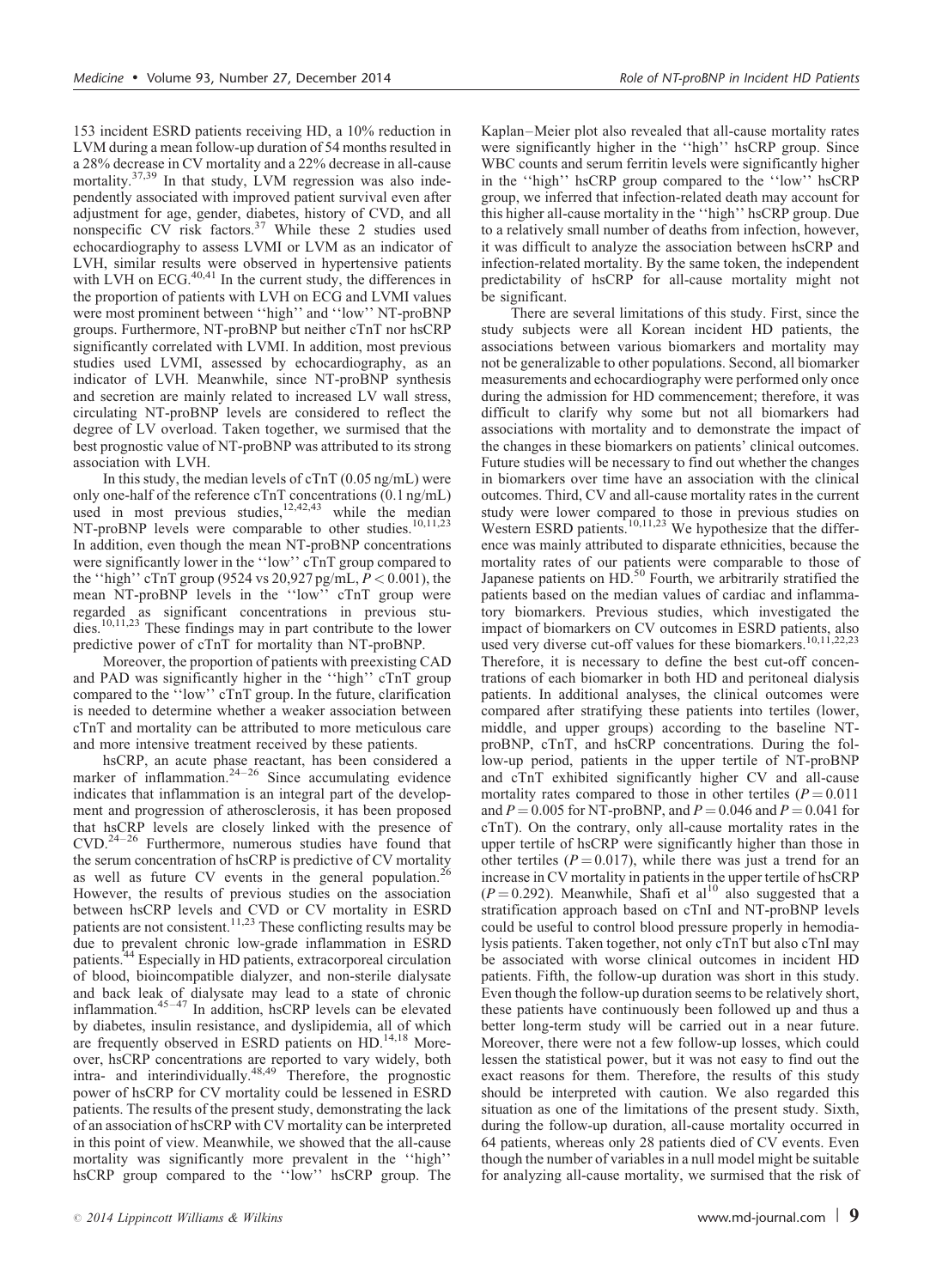153 incident ESRD patients receiving HD, a 10% reduction in LVM during a mean follow-up duration of 54 months resulted in a 28% decrease in CV mortality and a 22% decrease in all-cause mortality.[37,39] In that study, LVM regression was also independently associated with improved patient survival even after adjustment for age, gender, diabetes, history of CVD, and all nonspecific CV risk factors.[37] While these 2 studies used echocardiography to assess LVMI or LVM as an indicator of LVH, similar results were observed in hypertensive patients with LVH on ECG.[40,41] In the current study, the differences in the proportion of patients with LVH on ECG and LVMI values were most prominent between ''high'' and ''low'' NT-proBNP groups. Furthermore, NT-proBNP but neither cTnT nor hsCRP significantly correlated with LVMI. In addition, most previous studies used LVMI, assessed by echocardiography, as an indicator of LVH. Meanwhile, since NT-proBNP synthesis and secretion are mainly related to increased LV wall stress, circulating NT-proBNP levels are considered to reflect the degree of LV overload. Taken together, we surmised that the best prognostic value of NT-proBNP was attributed to its strong association with LVH.

In this study, the median levels of cTnT (0.05 ng/mL) were only one-half of the reference cTnT concentrations (0.1 ng/mL) used in most previous studies,[12,42,43] while the median NT-proBNP levels were comparable to other studies.[10,11,23] In addition, even though the mean NT-proBNP concentrations were significantly lower in the ''low'' cTnT group compared to the ''high'' cTnT group (9524 vs 20,927 pg/mL, $P < 0.001$), the mean NT-proBNP levels in the ''low'' cTnT group were regarded as significant concentrations in previous studies.[10,11,23] These findings may in part contribute to the lower predictive power of cTnT for mortality than NT-proBNP.

Moreover, the proportion of patients with preexisting CAD and PAD was significantly higher in the ''high'' cTnT group compared to the ''low'' cTnT group. In the future, clarification is needed to determine whether a weaker association between cTnT and mortality can be attributed to more meticulous care and more intensive treatment received by these patients.

hsCRP, an acute phase reactant, has been considered a marker of inflammation.[24–26] Since accumulating evidence indicates that inflammation is an integral part of the development and progression of atherosclerosis, it has been proposed that hsCRP levels are closely linked with the presence of CVD.[24–26] Furthermore, numerous studies have found that the serum concentration of hsCRP is predictive of CV mortality as well as future CV events in the general population.[26] However, the results of previous studies on the association between hsCRP levels and CVD or CV mortality in ESRD patients are not consistent.[11,23] These conflicting results may be due to prevalent chronic low-grade inflammation in ESRD patients.[44] Especially in HD patients, extracorporeal circulation of blood, bioincompatible dialyzer, and non-sterile dialysate and back leak of dialysate may lead to a state of chronic inflammation.[45–47] In addition, hsCRP levels can be elevated by diabetes, insulin resistance, and dyslipidemia, all of which are frequently observed in ESRD patients on HD.[14,18] Moreover, hsCRP concentrations are reported to vary widely, both intra- and interindividually.[48,49] Therefore, the prognostic power of hsCRP for CV mortality could be lessened in ESRD patients. The results of the present study, demonstrating the lack of an association of hsCRP with CV mortality can be interpreted in this point of view. Meanwhile, we showed that the all-cause mortality was significantly more prevalent in the ''high'' hsCRP group compared to the ''low'' hsCRP group. The Kaplan–Meier plot also revealed that all-cause mortality rates were significantly higher in the ''high'' hsCRP group. Since WBC counts and serum ferritin levels were significantly higher in the ''high'' hsCRP group compared to the ''low'' hsCRP group, we inferred that infection-related death may account for this higher all-cause mortality in the ''high'' hsCRP group. Due to a relatively small number of deaths from infection, however, it was difficult to analyze the association between hsCRP and infection-related mortality. By the same token, the independent predictability of hsCRP for all-cause mortality might not be significant.

There are several limitations of this study. First, since the study subjects were all Korean incident HD patients, the associations between various biomarkers and mortality may not be generalizable to other populations. Second, all biomarker measurements and echocardiography were performed only once during the admission for HD commencement; therefore, it was difficult to clarify why some but not all biomarkers had associations with mortality and to demonstrate the impact of the changes in these biomarkers on patients' clinical outcomes. Future studies will be necessary to find out whether the changes in biomarkers over time have an association with the clinical outcomes. Third, CV and all-cause mortality rates in the current study were lower compared to those in previous studies on Western ESRD patients.[10,11,23] We hypothesize that the difference was mainly attributed to disparate ethnicities, because the mortality rates of our patients were comparable to those of Japanese patients on HD.[50] Fourth, we arbitrarily stratified the patients based on the median values of cardiac and inflammatory biomarkers. Previous studies, which investigated the impact of biomarkers on CV outcomes in ESRD patients, also used very diverse cut-off values for these biomarkers.[10,11,22,23] Therefore, it is necessary to define the best cut-off concentrations of each biomarker in both HD and peritoneal dialysis patients. In additional analyses, the clinical outcomes were compared after stratifying these patients into tertiles (lower, middle, and upper groups) according to the baseline NT-proBNP, cTnT, and hsCRP concentrations. During the follow-up period, patients in the upper tertile of NT-proBNP and cTnT exhibited significantly higher CV and all-cause mortality rates compared to those in other tertiles ($P = 0.011$ and $P = 0.005$ for NT-proBNP, and $P = 0.046$ and $P = 0.041$ for cTnT). On the contrary, only all-cause mortality rates in the upper tertile of hsCRP were significantly higher than those in other tertiles ($P = 0.017$), while there was just a trend for an increase in CV mortality in patients in the upper tertile of hsCRP ($P = 0.292$). Meanwhile, Shafi et al[10] also suggested that a stratification approach based on cTnI and NT-proBNP levels could be useful to control blood pressure properly in hemodialysis patients. Taken together, not only cTnT but also cTnI may be associated with worse clinical outcomes in incident HD patients. Fifth, the follow-up duration was short in this study. Even though the follow-up duration seems to be relatively short, these patients have continuously been followed up and thus a better long-term study will be carried out in a near future. Moreover, there were not a few follow-up losses, which could lessen the statistical power, but it was not easy to find out the exact reasons for them. Therefore, the results of this study should be interpreted with caution. We also regarded this situation as one of the limitations of the present study. Sixth, during the follow-up duration, all-cause mortality occurred in 64 patients, whereas only 28 patients died of CV events. Even though the number of variables in a null model might be suitable for analyzing all-cause mortality, we surmised that the risk of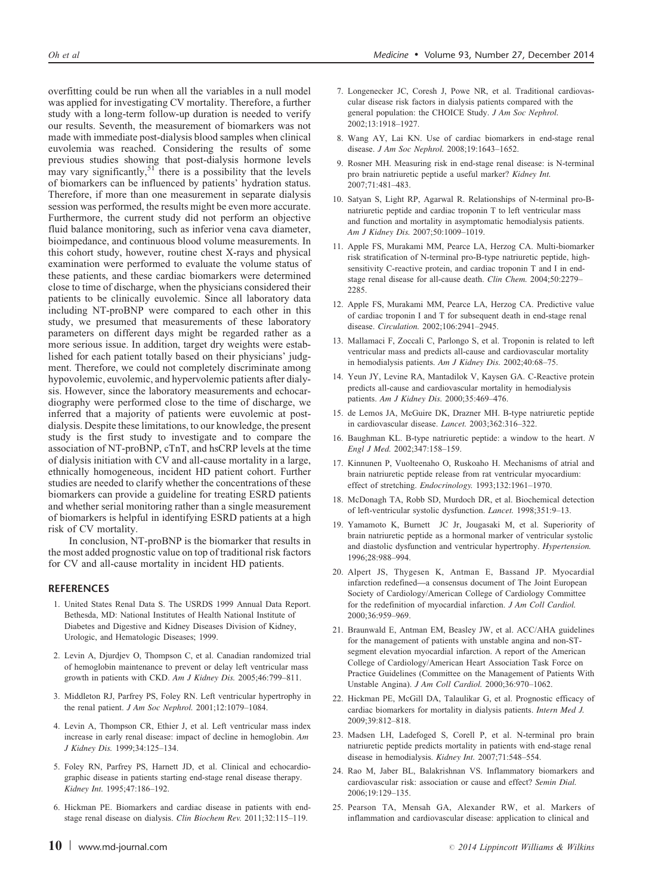overfitting could be run when all the variables in a null model was applied for investigating CV mortality. Therefore, a further study with a long-term follow-up duration is needed to verify our results. Seventh, the measurement of biomarkers was not made with immediate post-dialysis blood samples when clinical euvolemia was reached. Considering the results of some previous studies showing that post-dialysis hormone levels may vary significantly,[51] there is a possibility that the levels of biomarkers can be influenced by patients' hydration status. Therefore, if more than one measurement in separate dialysis session was performed, the results might be even more accurate. Furthermore, the current study did not perform an objective fluid balance monitoring, such as inferior vena cava diameter, bioimpedance, and continuous blood volume measurements. In this cohort study, however, routine chest X-rays and physical examination were performed to evaluate the volume status of these patients, and these cardiac biomarkers were determined close to time of discharge, when the physicians considered their patients to be clinically euvolemic. Since all laboratory data including NT-proBNP were compared to each other in this study, we presumed that measurements of these laboratory parameters on different days might be regarded rather as a more serious issue. In addition, target dry weights were established for each patient totally based on their physicians' judgment. Therefore, we could not completely discriminate among hypovolemic, euvolemic, and hypervolemic patients after dialysis. However, since the laboratory measurements and echocardiography were performed close to the time of discharge, we inferred that a majority of patients were euvolemic at post-dialysis. Despite these limitations, to our knowledge, the present study is the first study to investigate and to compare the association of NT-proBNP, cTnT, and hsCRP levels at the time of dialysis initiation with CV and all-cause mortality in a large, ethnically homogeneous, incident HD patient cohort. Further studies are needed to clarify whether the concentrations of these biomarkers can provide a guideline for treating ESRD patients and whether serial monitoring rather than a single measurement of biomarkers is helpful in identifying ESRD patients at a high risk of CV mortality.

In conclusion, NT-proBNP is the biomarker that results in the most added prognostic value on top of traditional risk factors for CV and all-cause mortality in incident HD patients.

## REFERENCES

1. United States Renal Data S. The USRDS 1999 Annual Data Report. Bethesda, MD: National Institutes of Health National Institute of Diabetes and Digestive and Kidney Diseases Division of Kidney, Urologic, and Hematologic Diseases; 1999.
2. Levin A, Djurdjev O, Thompson C, et al. Canadian randomized trial of hemoglobin maintenance to prevent or delay left ventricular mass growth in patients with CKD. *Am J Kidney Dis.* 2005;46:799–811.
3. Middleton RJ, Parfrey PS, Foley RN. Left ventricular hypertrophy in the renal patient. *J Am Soc Nephrol.* 2001;12:1079–1084.
4. Levin A, Thompson CR, Ethier J, et al. Left ventricular mass index increase in early renal disease: impact of decline in hemoglobin. *Am J Kidney Dis.* 1999;34:125–134.
5. Foley RN, Parfrey PS, Harnett JD, et al. Clinical and echocardiographic disease in patients starting end-stage renal disease therapy. *Kidney Int.* 1995;47:186–192.
6. Hickman PE. Biomarkers and cardiac disease in patients with end-stage renal disease on dialysis. *Clin Biochem Rev.* 2011;32:115–119.
7. Longenecker JC, Coresh J, Powe NR, et al. Traditional cardiovascular disease risk factors in dialysis patients compared with the general population: the CHOICE Study. *J Am Soc Nephrol.* 2002;13:1918–1927.
8. Wang AY, Lai KN. Use of cardiac biomarkers in end-stage renal disease. *J Am Soc Nephrol.* 2008;19:1643–1652.
9. Rosner MH. Measuring risk in end-stage renal disease: is N-terminal pro brain natriuretic peptide a useful marker? *Kidney Int.* 2007;71:481–483.
10. Satyan S, Light RP, Agarwal R. Relationships of N-terminal pro-B-natriuretic peptide and cardiac troponin T to left ventricular mass and function and mortality in asymptomatic hemodialysis patients. *Am J Kidney Dis.* 2007;50:1009–1019.
11. Apple FS, Murakami MM, Pearce LA, Herzog CA. Multi-biomarker risk stratification of N-terminal pro-B-type natriuretic peptide, high-sensitivity C-reactive protein, and cardiac troponin T and I in end-stage renal disease for all-cause death. *Clin Chem.* 2004;50:2279–2285.
12. Apple FS, Murakami MM, Pearce LA, Herzog CA. Predictive value of cardiac troponin I and T for subsequent death in end-stage renal disease. *Circulation.* 2002;106:2941–2945.
13. Mallamaci F, Zoccali C, Parlongo S, et al. Troponin is related to left ventricular mass and predicts all-cause and cardiovascular mortality in hemodialysis patients. *Am J Kidney Dis.* 2002;40:68–75.
14. Yeun JY, Levine RA, Mantadilok V, Kaysen GA. C-Reactive protein predicts all-cause and cardiovascular mortality in hemodialysis patients. *Am J Kidney Dis.* 2000;35:469–476.
15. de Lemos JA, McGuire DK, Drazner MH. B-type natriuretic peptide in cardiovascular disease. *Lancet.* 2003;362:316–322.
16. Baughman KL. B-type natriuretic peptide: a window to the heart. *N Engl J Med.* 2002;347:158–159.
17. Kinnunen P, Vuolteenaho O, Ruskoaho H. Mechanisms of atrial and brain natriuretic peptide release from rat ventricular myocardium: effect of stretching. *Endocrinology.* 1993;132:1961–1970.
18. McDonagh TA, Robb SD, Murdoch DR, et al. Biochemical detection of left-ventricular systolic dysfunction. *Lancet.* 1998;351:9–13.
19. Yamamoto K, Burnett JC Jr, Jougasaki M, et al. Superiority of brain natriuretic peptide as a hormonal marker of ventricular systolic and diastolic dysfunction and ventricular hypertrophy. *Hypertension.* 1996;28:988–994.
20. Alpert JS, Thygesen K, Antman E, Bassand JP. Myocardial infarction redefined—a consensus document of The Joint European Society of Cardiology/American College of Cardiology Committee for the redefinition of myocardial infarction. *J Am Coll Cardiol.* 2000;36:959–969.
21. Braunwald E, Antman EM, Beasley JW, et al. ACC/AHA guidelines for the management of patients with unstable angina and non-ST-segment elevation myocardial infarction. A report of the American College of Cardiology/American Heart Association Task Force on Practice Guidelines (Committee on the Management of Patients With Unstable Angina). *J Am Coll Cardiol.* 2000;36:970–1062.
22. Hickman PE, McGill DA, Talaulikar G, et al. Prognostic efficacy of cardiac biomarkers for mortality in dialysis patients. *Intern Med J.* 2009;39:812–818.
23. Madsen LH, Ladefoged S, Corell P, et al. N-terminal pro brain natriuretic peptide predicts mortality in patients with end-stage renal disease in hemodialysis. *Kidney Int.* 2007;71:548–554.
24. Rao M, Jaber BL, Balakrishnan VS. Inflammatory biomarkers and cardiovascular risk: association or cause and effect? *Semin Dial.* 2006;19:129–135.
25. Pearson TA, Mensah GA, Alexander RW, et al. Markers of inflammation and cardiovascular disease: application to clinical and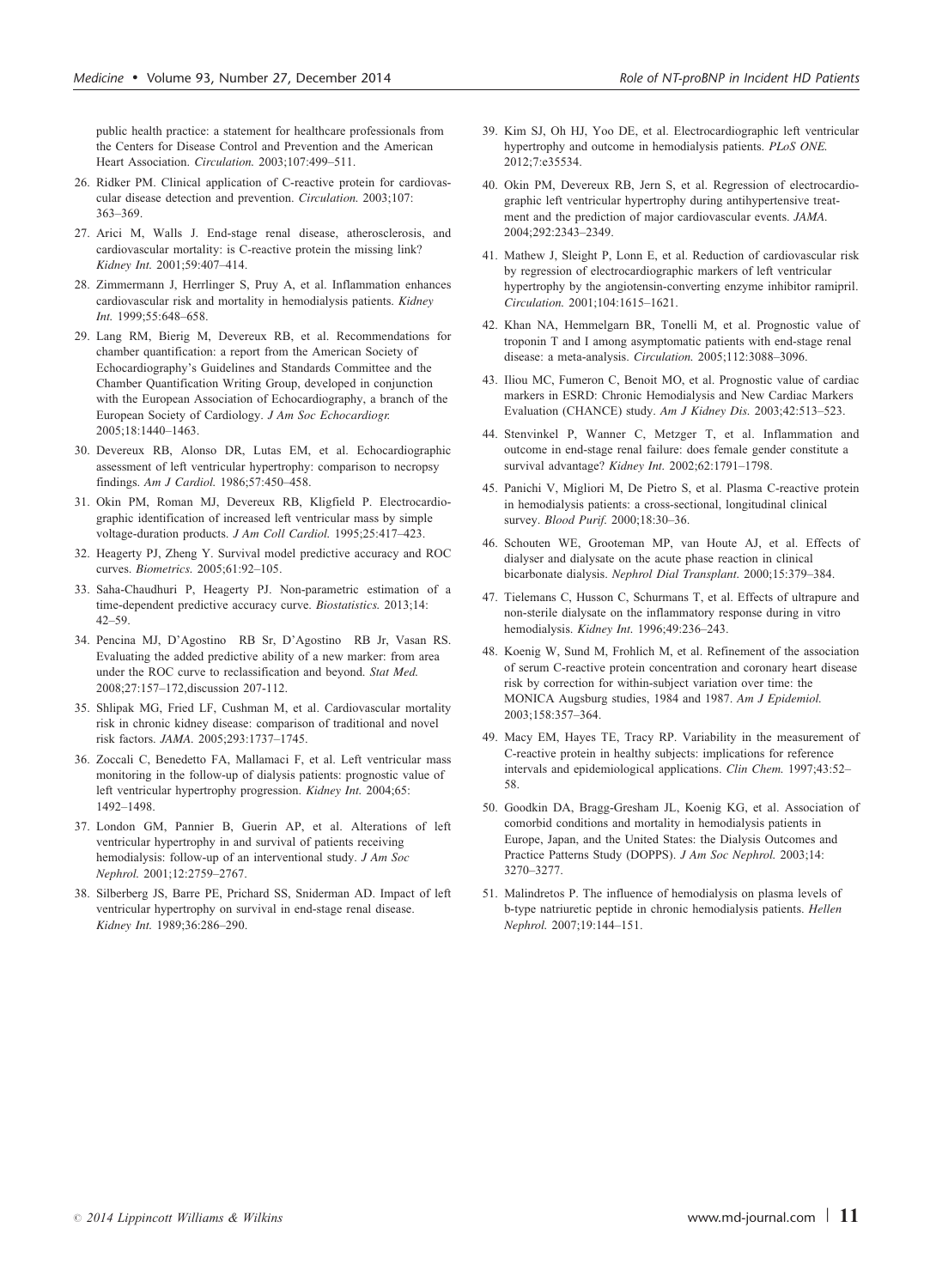public health practice: a statement for healthcare professionals from the Centers for Disease Control and Prevention and the American Heart Association. *Circulation.* 2003;107:499–511.

26. Ridker PM. Clinical application of C-reactive protein for cardiovascular disease detection and prevention. *Circulation.* 2003;107: 363–369.
27. Arici M, Walls J. End-stage renal disease, atherosclerosis, and cardiovascular mortality: is C-reactive protein the missing link? *Kidney Int.* 2001;59:407–414.
28. Zimmermann J, Herrlinger S, Pruy A, et al. Inflammation enhances cardiovascular risk and mortality in hemodialysis patients. *Kidney Int.* 1999;55:648–658.
29. Lang RM, Bierig M, Devereux RB, et al. Recommendations for chamber quantification: a report from the American Society of Echocardiography's Guidelines and Standards Committee and the Chamber Quantification Writing Group, developed in conjunction with the European Association of Echocardiography, a branch of the European Society of Cardiology. *J Am Soc Echocardiogr.* 2005;18:1440–1463.
30. Devereux RB, Alonso DR, Lutas EM, et al. Echocardiographic assessment of left ventricular hypertrophy: comparison to necropsy findings. *Am J Cardiol.* 1986;57:450–458.
31. Okin PM, Roman MJ, Devereux RB, Kligfield P. Electrocardiographic identification of increased left ventricular mass by simple voltage-duration products. *J Am Coll Cardiol.* 1995;25:417–423.
32. Heagerty PJ, Zheng Y. Survival model predictive accuracy and ROC curves. *Biometrics.* 2005;61:92–105.
33. Saha-Chaudhuri P, Heagerty PJ. Non-parametric estimation of a time-dependent predictive accuracy curve. *Biostatistics.* 2013;14: 42–59.
34. Pencina MJ, D'Agostino RB Sr, D'Agostino RB Jr, Vasan RS. Evaluating the added predictive ability of a new marker: from area under the ROC curve to reclassification and beyond. *Stat Med.* 2008;27:157–172,discussion 207-112.
35. Shlipak MG, Fried LF, Cushman M, et al. Cardiovascular mortality risk in chronic kidney disease: comparison of traditional and novel risk factors. *JAMA.* 2005;293:1737–1745.
36. Zoccali C, Benedetto FA, Mallamaci F, et al. Left ventricular mass monitoring in the follow-up of dialysis patients: prognostic value of left ventricular hypertrophy progression. *Kidney Int.* 2004;65: 1492–1498.
37. London GM, Pannier B, Guerin AP, et al. Alterations of left ventricular hypertrophy in and survival of patients receiving hemodialysis: follow-up of an interventional study. *J Am Soc Nephrol.* 2001;12:2759–2767.
38. Silberberg JS, Barre PE, Prichard SS, Sniderman AD. Impact of left ventricular hypertrophy on survival in end-stage renal disease. *Kidney Int.* 1989;36:286–290.
39. Kim SJ, Oh HJ, Yoo DE, et al. Electrocardiographic left ventricular hypertrophy and outcome in hemodialysis patients. *PLoS ONE.* 2012;7:e35534.
40. Okin PM, Devereux RB, Jern S, et al. Regression of electrocardiographic left ventricular hypertrophy during antihypertensive treatment and the prediction of major cardiovascular events. *JAMA.* 2004;292:2343–2349.
41. Mathew J, Sleight P, Lonn E, et al. Reduction of cardiovascular risk by regression of electrocardiographic markers of left ventricular hypertrophy by the angiotensin-converting enzyme inhibitor ramipril. *Circulation.* 2001;104:1615–1621.
42. Khan NA, Hemmelgarn BR, Tonelli M, et al. Prognostic value of troponin T and I among asymptomatic patients with end-stage renal disease: a meta-analysis. *Circulation.* 2005;112:3088–3096.
43. Iliou MC, Fumeron C, Benoit MO, et al. Prognostic value of cardiac markers in ESRD: Chronic Hemodialysis and New Cardiac Markers Evaluation (CHANCE) study. *Am J Kidney Dis.* 2003;42:513–523.
44. Stenvinkel P, Wanner C, Metzger T, et al. Inflammation and outcome in end-stage renal failure: does female gender constitute a survival advantage? *Kidney Int.* 2002;62:1791–1798.
45. Panichi V, Migliori M, De Pietro S, et al. Plasma C-reactive protein in hemodialysis patients: a cross-sectional, longitudinal clinical survey. *Blood Purif.* 2000;18:30–36.
46. Schouten WE, Grooteman MP, van Houte AJ, et al. Effects of dialyser and dialysate on the acute phase reaction in clinical bicarbonate dialysis. *Nephrol Dial Transplant.* 2000;15:379–384.
47. Tielemans C, Husson C, Schurmans T, et al. Effects of ultrapure and non-sterile dialysate on the inflammatory response during in vitro hemodialysis. *Kidney Int.* 1996;49:236–243.
48. Koenig W, Sund M, Frohlich M, et al. Refinement of the association of serum C-reactive protein concentration and coronary heart disease risk by correction for within-subject variation over time: the MONICA Augsburg studies, 1984 and 1987. *Am J Epidemiol.* 2003;158:357–364.
49. Macy EM, Hayes TE, Tracy RP. Variability in the measurement of C-reactive protein in healthy subjects: implications for reference intervals and epidemiological applications. *Clin Chem.* 1997;43:52–58.
50. Goodkin DA, Bragg-Gresham JL, Koenig KG, et al. Association of comorbid conditions and mortality in hemodialysis patients in Europe, Japan, and the United States: the Dialysis Outcomes and Practice Patterns Study (DOPPS). *J Am Soc Nephrol.* 2003;14: 3270–3277.
51. Malindretos P. The influence of hemodialysis on plasma levels of b-type natriuretic peptide in chronic hemodialysis patients. *Hellen Nephrol.* 2007;19:144–151.